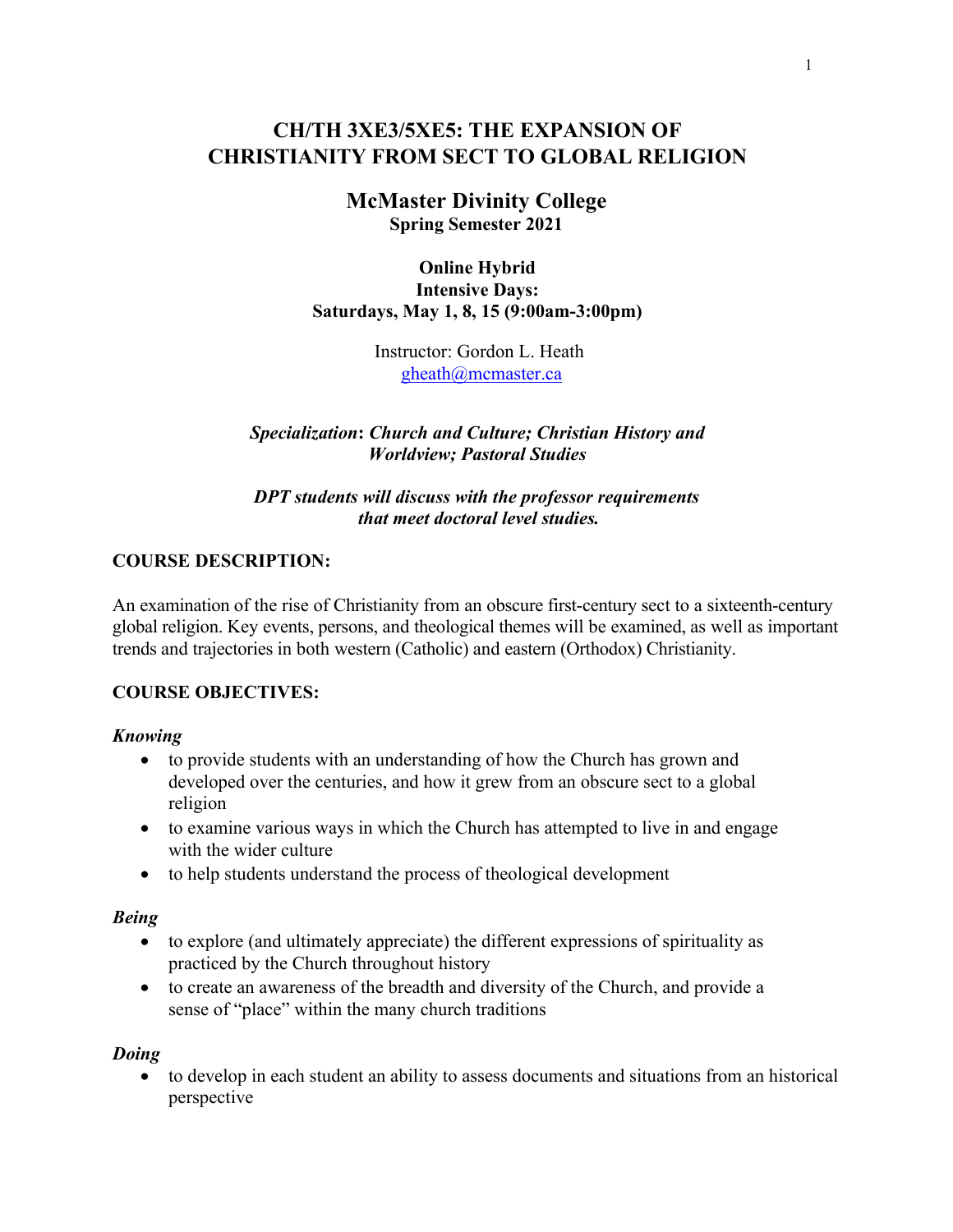# CH/TH 3XE3/5XE5: THE EXPANSION OF CHRISTIANITY FROM SECT TO GLOBAL RELIGION

## McMaster Divinity College

**Spring Semester 2021**

**Online Hybrid**
**Intensive Days:**
**Saturdays, May 1, 8, 15 (9:00am-3:00pm)**

Instructor: Gordon L. Heath
gheath@mcmaster.ca

***Specialization*: *Church and Culture; Christian History and Worldview; Pastoral Studies***

***DPT students will discuss with the professor requirements that meet doctoral level studies.***

### COURSE DESCRIPTION:

An examination of the rise of Christianity from an obscure first-century sect to a sixteenth-century global religion. Key events, persons, and theological themes will be examined, as well as important trends and trajectories in both western (Catholic) and eastern (Orthodox) Christianity.

### COURSE OBJECTIVES:

***Knowing***

- to provide students with an understanding of how the Church has grown and developed over the centuries, and how it grew from an obscure sect to a global religion
- to examine various ways in which the Church has attempted to live in and engage with the wider culture
- to help students understand the process of theological development

***Being***

- to explore (and ultimately appreciate) the different expressions of spirituality as practiced by the Church throughout history
- to create an awareness of the breadth and diversity of the Church, and provide a sense of "place" within the many church traditions

***Doing***

- to develop in each student an ability to assess documents and situations from an historical perspective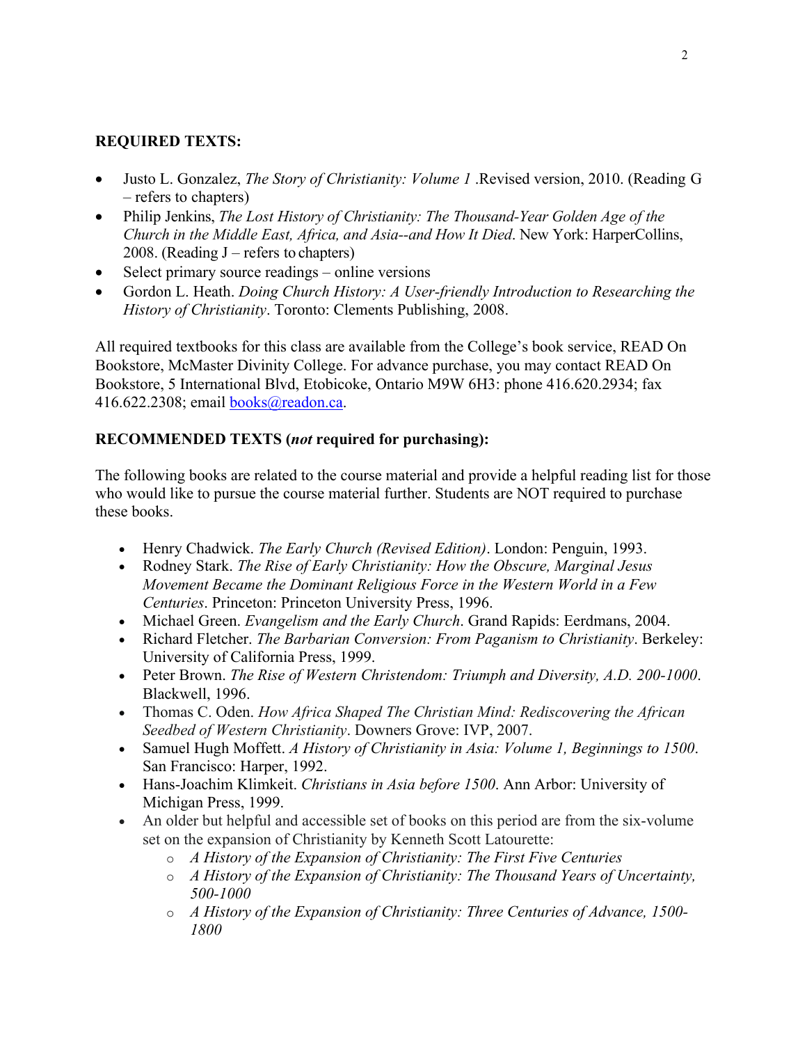**REQUIRED TEXTS:**

- Justo L. Gonzalez, *The Story of Christianity: Volume 1* .Revised version, 2010. (Reading G – refers to chapters)
- Philip Jenkins, *The Lost History of Christianity: The Thousand-Year Golden Age of the Church in the Middle East, Africa, and Asia--and How It Died*. New York: HarperCollins, 2008. (Reading J – refers to chapters)
- Select primary source readings – online versions
- Gordon L. Heath. *Doing Church History: A User-friendly Introduction to Researching the History of Christianity*. Toronto: Clements Publishing, 2008.

All required textbooks for this class are available from the College's book service, READ On Bookstore, McMaster Divinity College. For advance purchase, you may contact READ On Bookstore, 5 International Blvd, Etobicoke, Ontario M9W 6H3: phone 416.620.2934; fax 416.622.2308; email books@readon.ca.

**RECOMMENDED TEXTS (*not* required for purchasing):**

The following books are related to the course material and provide a helpful reading list for those who would like to pursue the course material further. Students are NOT required to purchase these books.

- Henry Chadwick. *The Early Church (Revised Edition)*. London: Penguin, 1993.
- Rodney Stark. *The Rise of Early Christianity: How the Obscure, Marginal Jesus Movement Became the Dominant Religious Force in the Western World in a Few Centuries*. Princeton: Princeton University Press, 1996.
- Michael Green. *Evangelism and the Early Church*. Grand Rapids: Eerdmans, 2004.
- Richard Fletcher. *The Barbarian Conversion: From Paganism to Christianity*. Berkeley: University of California Press, 1999.
- Peter Brown. *The Rise of Western Christendom: Triumph and Diversity, A.D. 200-1000*. Blackwell, 1996.
- Thomas C. Oden. *How Africa Shaped The Christian Mind: Rediscovering the African Seedbed of Western Christianity*. Downers Grove: IVP, 2007.
- Samuel Hugh Moffett. *A History of Christianity in Asia: Volume 1, Beginnings to 1500*. San Francisco: Harper, 1992.
- Hans-Joachim Klimkeit. *Christians in Asia before 1500*. Ann Arbor: University of Michigan Press, 1999.
- An older but helpful and accessible set of books on this period are from the six-volume set on the expansion of Christianity by Kenneth Scott Latourette:
  - *A History of the Expansion of Christianity: The First Five Centuries*
  - *A History of the Expansion of Christianity: The Thousand Years of Uncertainty, 500-1000*
  - *A History of the Expansion of Christianity: Three Centuries of Advance, 1500-1800*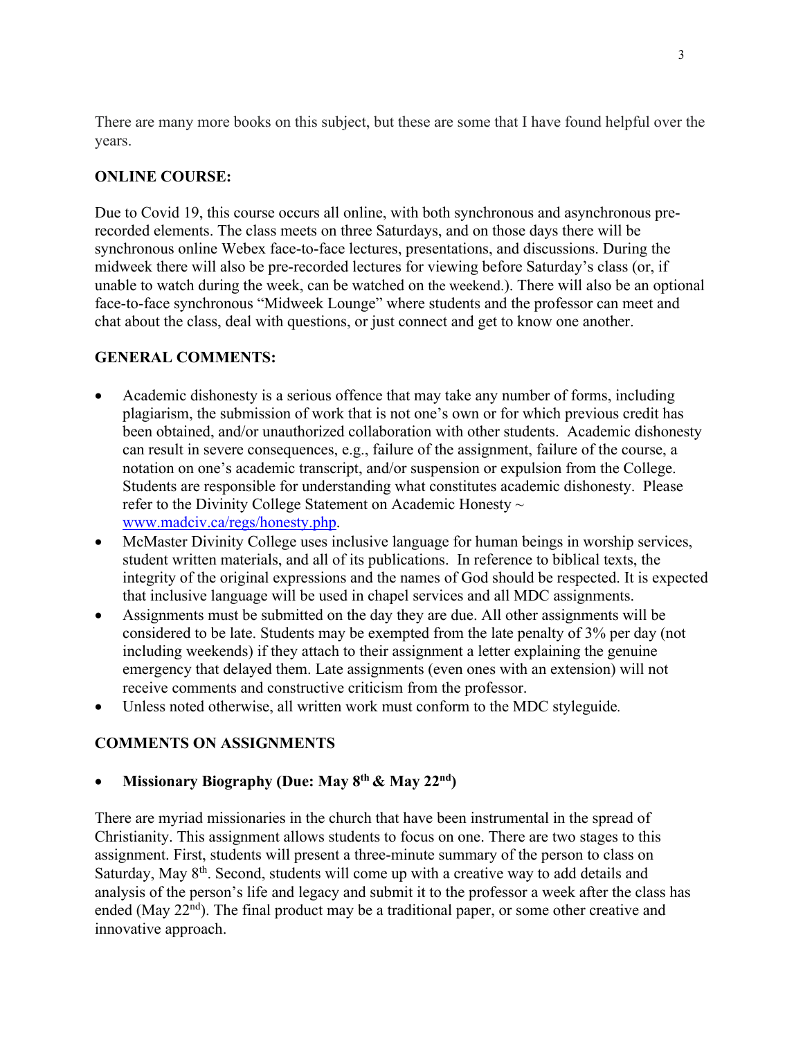There are many more books on this subject, but these are some that I have found helpful over the years.

## ONLINE COURSE:

Due to Covid 19, this course occurs all online, with both synchronous and asynchronous pre-recorded elements. The class meets on three Saturdays, and on those days there will be synchronous online Webex face-to-face lectures, presentations, and discussions. During the midweek there will also be pre-recorded lectures for viewing before Saturday's class (or, if unable to watch during the week, can be watched on the weekend.). There will also be an optional face-to-face synchronous "Midweek Lounge" where students and the professor can meet and chat about the class, deal with questions, or just connect and get to know one another.

## GENERAL COMMENTS:

- Academic dishonesty is a serious offence that may take any number of forms, including plagiarism, the submission of work that is not one's own or for which previous credit has been obtained, and/or unauthorized collaboration with other students. Academic dishonesty can result in severe consequences, e.g., failure of the assignment, failure of the course, a notation on one's academic transcript, and/or suspension or expulsion from the College. Students are responsible for understanding what constitutes academic dishonesty. Please refer to the Divinity College Statement on Academic Honesty ~ [www.madciv.ca/regs/honesty.php](www.madciv.ca/regs/honesty.php).
- McMaster Divinity College uses inclusive language for human beings in worship services, student written materials, and all of its publications. In reference to biblical texts, the integrity of the original expressions and the names of God should be respected. It is expected that inclusive language will be used in chapel services and all MDC assignments.
- Assignments must be submitted on the day they are due. All other assignments will be considered to be late. Students may be exempted from the late penalty of 3% per day (not including weekends) if they attach to their assignment a letter explaining the genuine emergency that delayed them. Late assignments (even ones with an extension) will not receive comments and constructive criticism from the professor.
- Unless noted otherwise, all written work must conform to the MDC styleguide.

## COMMENTS ON ASSIGNMENTS

- **Missionary Biography (Due: May 8th & May 22nd)**

There are myriad missionaries in the church that have been instrumental in the spread of Christianity. This assignment allows students to focus on one. There are two stages to this assignment. First, students will present a three-minute summary of the person to class on Saturday, May 8th. Second, students will come up with a creative way to add details and analysis of the person's life and legacy and submit it to the professor a week after the class has ended (May 22nd). The final product may be a traditional paper, or some other creative and innovative approach.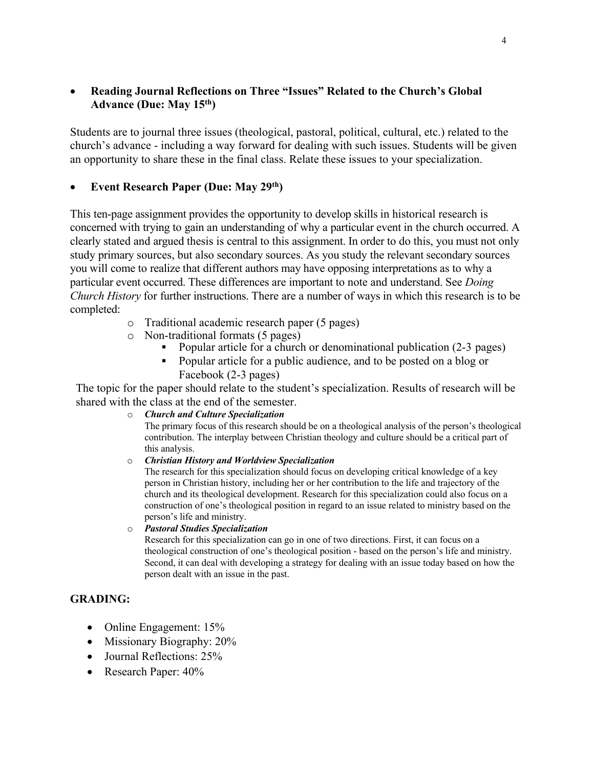- **Reading Journal Reflections on Three "Issues" Related to the Church's Global Advance (Due: May 15th)**

Students are to journal three issues (theological, pastoral, political, cultural, etc.) related to the church's advance - including a way forward for dealing with such issues. Students will be given an opportunity to share these in the final class. Relate these issues to your specialization.

- **Event Research Paper (Due: May 29th)**

This ten-page assignment provides the opportunity to develop skills in historical research is concerned with trying to gain an understanding of why a particular event in the church occurred. A clearly stated and argued thesis is central to this assignment. In order to do this, you must not only study primary sources, but also secondary sources. As you study the relevant secondary sources you will come to realize that different authors may have opposing interpretations as to why a particular event occurred. These differences are important to note and understand. See *Doing Church History* for further instructions. There are a number of ways in which this research is to be completed:

- Traditional academic research paper (5 pages)
- Non-traditional formats (5 pages)
  - Popular article for a church or denominational publication (2-3 pages)
  - Popular article for a public audience, and to be posted on a blog or Facebook (2-3 pages)

The topic for the paper should relate to the student's specialization. Results of research will be shared with the class at the end of the semester.

- ***Church and Culture Specialization***
  The primary focus of this research should be on a theological analysis of the person's theological contribution. The interplay between Christian theology and culture should be a critical part of this analysis.
- ***Christian History and Worldview Specialization***
  The research for this specialization should focus on developing critical knowledge of a key person in Christian history, including her or her contribution to the life and trajectory of the church and its theological development. Research for this specialization could also focus on a construction of one's theological position in regard to an issue related to ministry based on the person's life and ministry.
- ***Pastoral Studies Specialization***
  Research for this specialization can go in one of two directions. First, it can focus on a theological construction of one's theological position - based on the person's life and ministry. Second, it can deal with developing a strategy for dealing with an issue today based on how the person dealt with an issue in the past.

## GRADING:

- Online Engagement: 15%
- Missionary Biography: 20%
- Journal Reflections: 25%
- Research Paper: 40%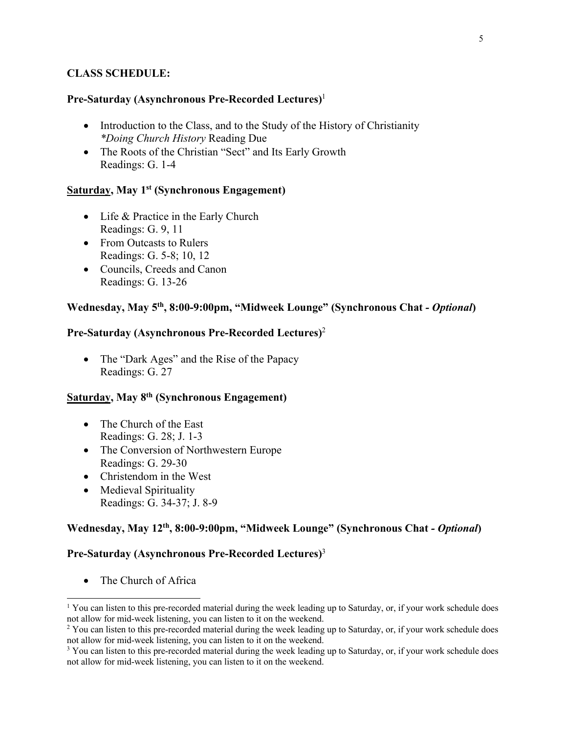**CLASS SCHEDULE:**

**Pre-Saturday (Asynchronous Pre-Recorded Lectures)**[1]

- Introduction to the Class, and to the Study of the History of Christianity
  *\*Doing Church History* Reading Due
- The Roots of the Christian "Sect" and Its Early Growth
  Readings: G. 1-4

**<u>Saturday</u>, May 1st (Synchronous Engagement)**

- Life & Practice in the Early Church
  Readings: G. 9, 11
- From Outcasts to Rulers
  Readings: G. 5-8; 10, 12
- Councils, Creeds and Canon
  Readings: G. 13-26

**Wednesday, May 5th, 8:00-9:00pm, "Midweek Lounge" (Synchronous Chat - *Optional*)**

**Pre-Saturday (Asynchronous Pre-Recorded Lectures)**[2]

- The "Dark Ages" and the Rise of the Papacy
  Readings: G. 27

**<u>Saturday</u>, May 8th (Synchronous Engagement)**

- The Church of the East
  Readings: G. 28; J. 1-3
- The Conversion of Northwestern Europe
  Readings: G. 29-30
- Christendom in the West
- Medieval Spirituality
  Readings: G. 34-37; J. 8-9

**Wednesday, May 12th, 8:00-9:00pm, "Midweek Lounge" (Synchronous Chat - *Optional*)**

**Pre-Saturday (Asynchronous Pre-Recorded Lectures)**[3]

- The Church of Africa

---

[1] You can listen to this pre-recorded material during the week leading up to Saturday, or, if your work schedule does not allow for mid-week listening, you can listen to it on the weekend.

[2] You can listen to this pre-recorded material during the week leading up to Saturday, or, if your work schedule does not allow for mid-week listening, you can listen to it on the weekend.

[3] You can listen to this pre-recorded material during the week leading up to Saturday, or, if your work schedule does not allow for mid-week listening, you can listen to it on the weekend.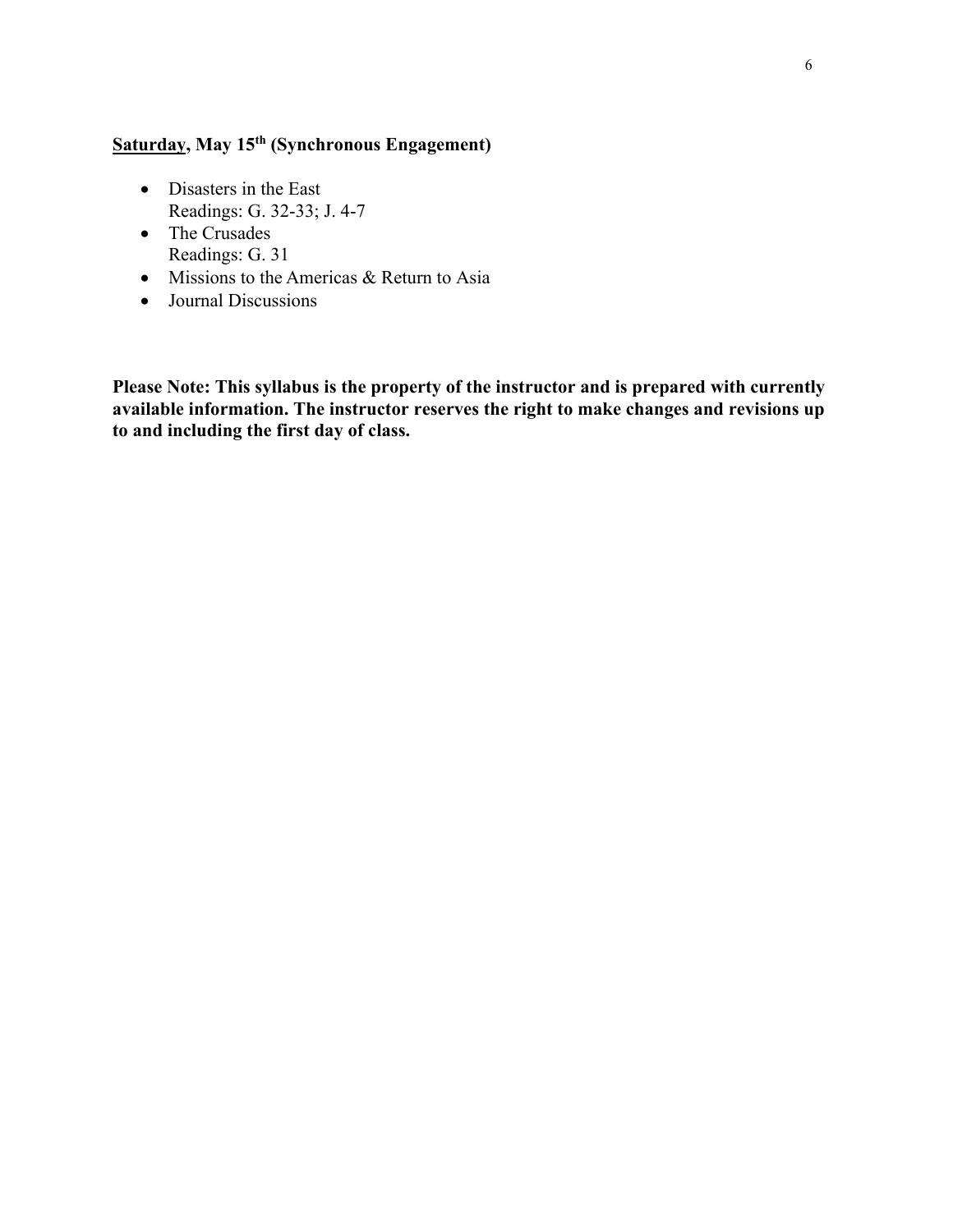**<u>Saturday</u>, May 15th (Synchronous Engagement)**

- Disasters in the East
  Readings: G. 32-33; J. 4-7
- The Crusades
  Readings: G. 31
- Missions to the Americas & Return to Asia
- Journal Discussions

**Please Note: This syllabus is the property of the instructor and is prepared with currently available information. The instructor reserves the right to make changes and revisions up to and including the first day of class.**